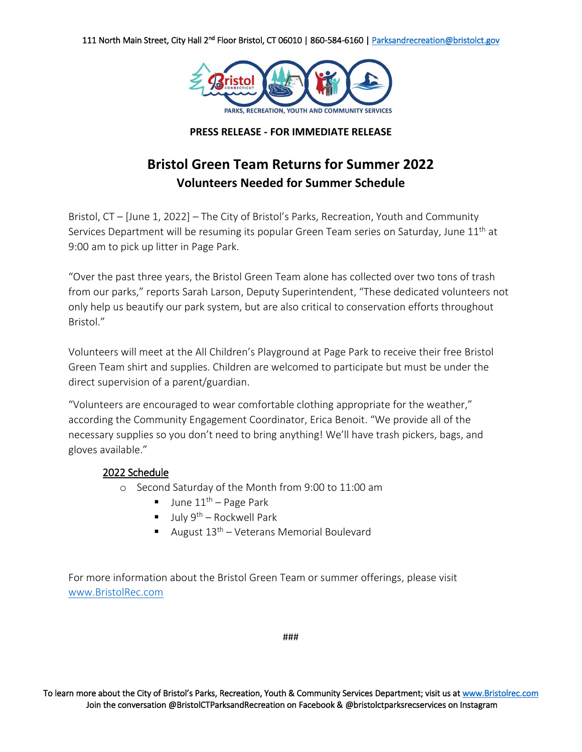111 North Main Street, City Hall 2nd Floor Bristol, CT 06010 | 860-584-6160 | Parksandrecreation@bristolct.gov

**PRESS RELEASE - FOR IMMEDIATE RELEASE**

# Bristol Green Team Returns for Summer 2022

## Volunteers Needed for Summer Schedule

Bristol, CT – [June 1, 2022] – The City of Bristol's Parks, Recreation, Youth and Community Services Department will be resuming its popular Green Team series on Saturday, June 11th at 9:00 am to pick up litter in Page Park.

"Over the past three years, the Bristol Green Team alone has collected over two tons of trash from our parks," reports Sarah Larson, Deputy Superintendent, "These dedicated volunteers not only help us beautify our park system, but are also critical to conservation efforts throughout Bristol."

Volunteers will meet at the All Children's Playground at Page Park to receive their free Bristol Green Team shirt and supplies. Children are welcomed to participate but must be under the direct supervision of a parent/guardian.

"Volunteers are encouraged to wear comfortable clothing appropriate for the weather," according the Community Engagement Coordinator, Erica Benoit. "We provide all of the necessary supplies so you don't need to bring anything! We'll have trash pickers, bags, and gloves available."

2022 Schedule

- Second Saturday of the Month from 9:00 to 11:00 am
  - June 11th – Page Park
  - July 9th – Rockwell Park
  - August 13th – Veterans Memorial Boulevard

For more information about the Bristol Green Team or summer offerings, please visit www.BristolRec.com

###

To learn more about the City of Bristol's Parks, Recreation, Youth & Community Services Department; visit us at www.Bristolrec.com
Join the conversation @BristolCTParksandRecreation on Facebook & @bristolctparksrecservices on Instagram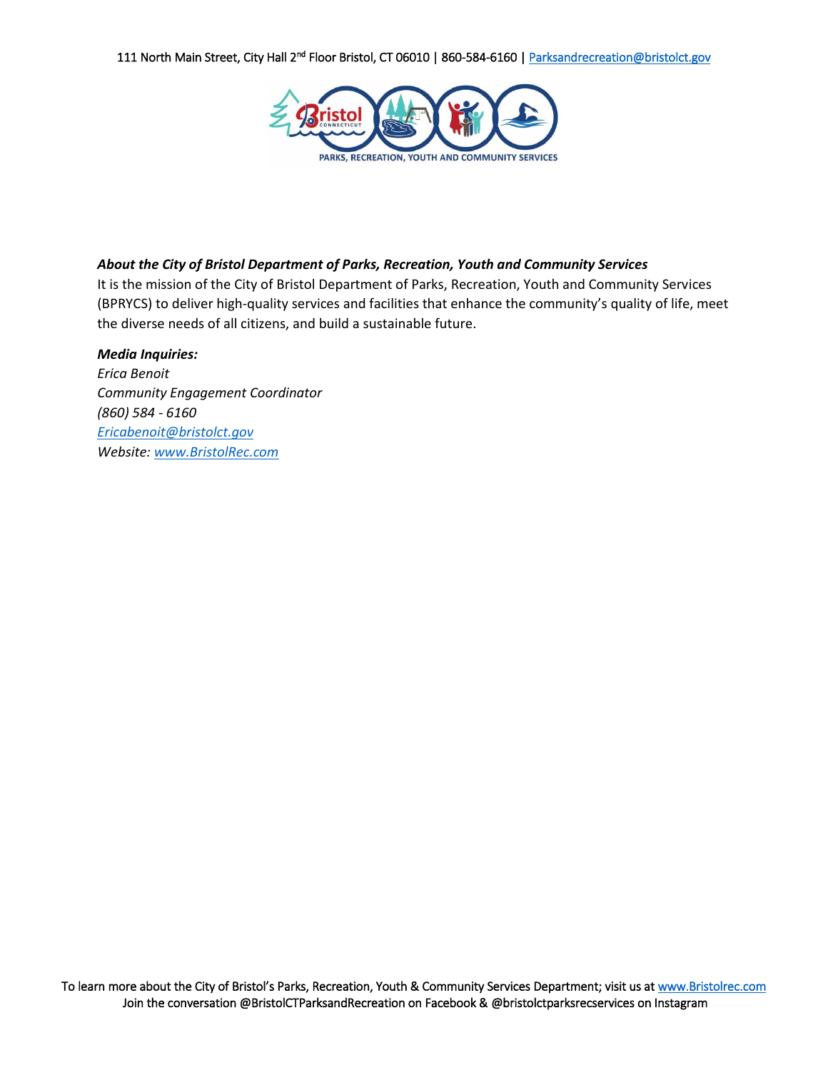111 North Main Street, City Hall 2nd Floor Bristol, CT 06010 | 860-584-6160 | Parksandrecreation@bristolct.gov

***About the City of Bristol Department of Parks, Recreation, Youth and Community Services***

It is the mission of the City of Bristol Department of Parks, Recreation, Youth and Community Services (BPRYCS) to deliver high-quality services and facilities that enhance the community's quality of life, meet the diverse needs of all citizens, and build a sustainable future.

***Media Inquiries:***

*Erica Benoit*
*Community Engagement Coordinator*
*(860) 584 - 6160*
*Ericabenoit@bristolct.gov*
*Website: www.BristolRec.com*

To learn more about the City of Bristol's Parks, Recreation, Youth & Community Services Department; visit us at www.Bristolrec.com
Join the conversation @BristolCTParksandRecreation on Facebook & @bristolctparksrecservices on Instagram